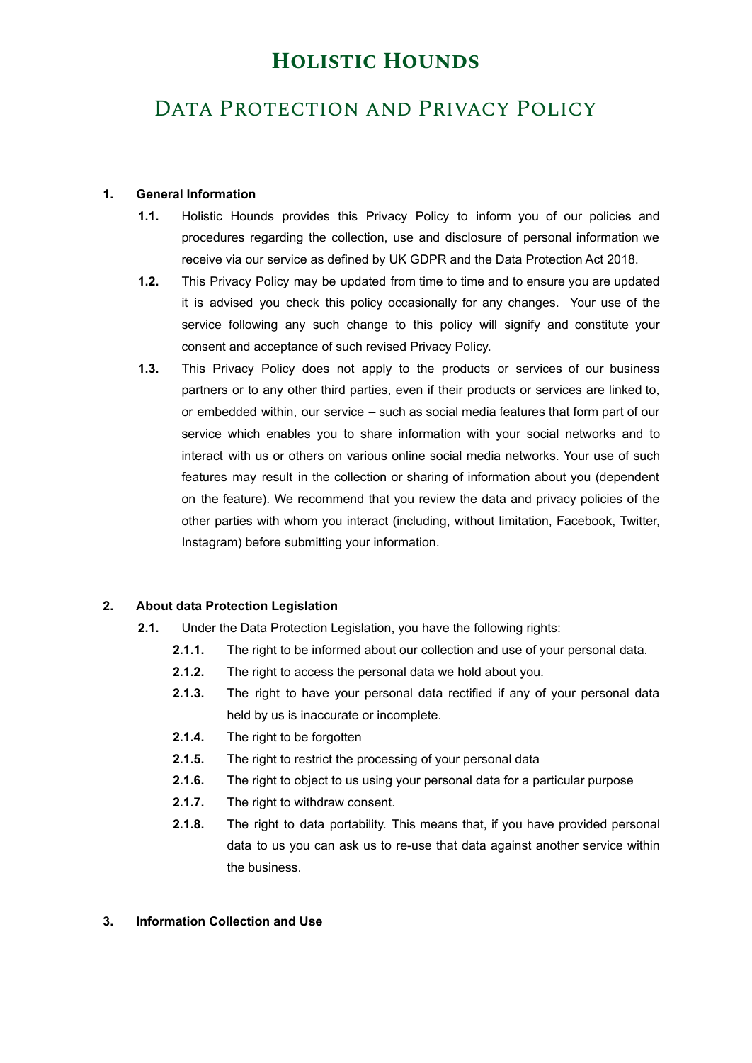# Holistic Hounds

## Data Protection and Privacy Policy

**1. General Information**

**1.1.** Holistic Hounds provides this Privacy Policy to inform you of our policies and procedures regarding the collection, use and disclosure of personal information we receive via our service as defined by UK GDPR and the Data Protection Act 2018.

**1.2.** This Privacy Policy may be updated from time to time and to ensure you are updated it is advised you check this policy occasionally for any changes. Your use of the service following any such change to this policy will signify and constitute your consent and acceptance of such revised Privacy Policy.

**1.3.** This Privacy Policy does not apply to the products or services of our business partners or to any other third parties, even if their products or services are linked to, or embedded within, our service – such as social media features that form part of our service which enables you to share information with your social networks and to interact with us or others on various online social media networks. Your use of such features may result in the collection or sharing of information about you (dependent on the feature). We recommend that you review the data and privacy policies of the other parties with whom you interact (including, without limitation, Facebook, Twitter, Instagram) before submitting your information.

**2. About data Protection Legislation**

**2.1.** Under the Data Protection Legislation, you have the following rights:

**2.1.1.** The right to be informed about our collection and use of your personal data.

**2.1.2.** The right to access the personal data we hold about you.

**2.1.3.** The right to have your personal data rectified if any of your personal data held by us is inaccurate or incomplete.

**2.1.4.** The right to be forgotten

**2.1.5.** The right to restrict the processing of your personal data

**2.1.6.** The right to object to us using your personal data for a particular purpose

**2.1.7.** The right to withdraw consent.

**2.1.8.** The right to data portability. This means that, if you have provided personal data to us you can ask us to re-use that data against another service within the business.

**3. Information Collection and Use**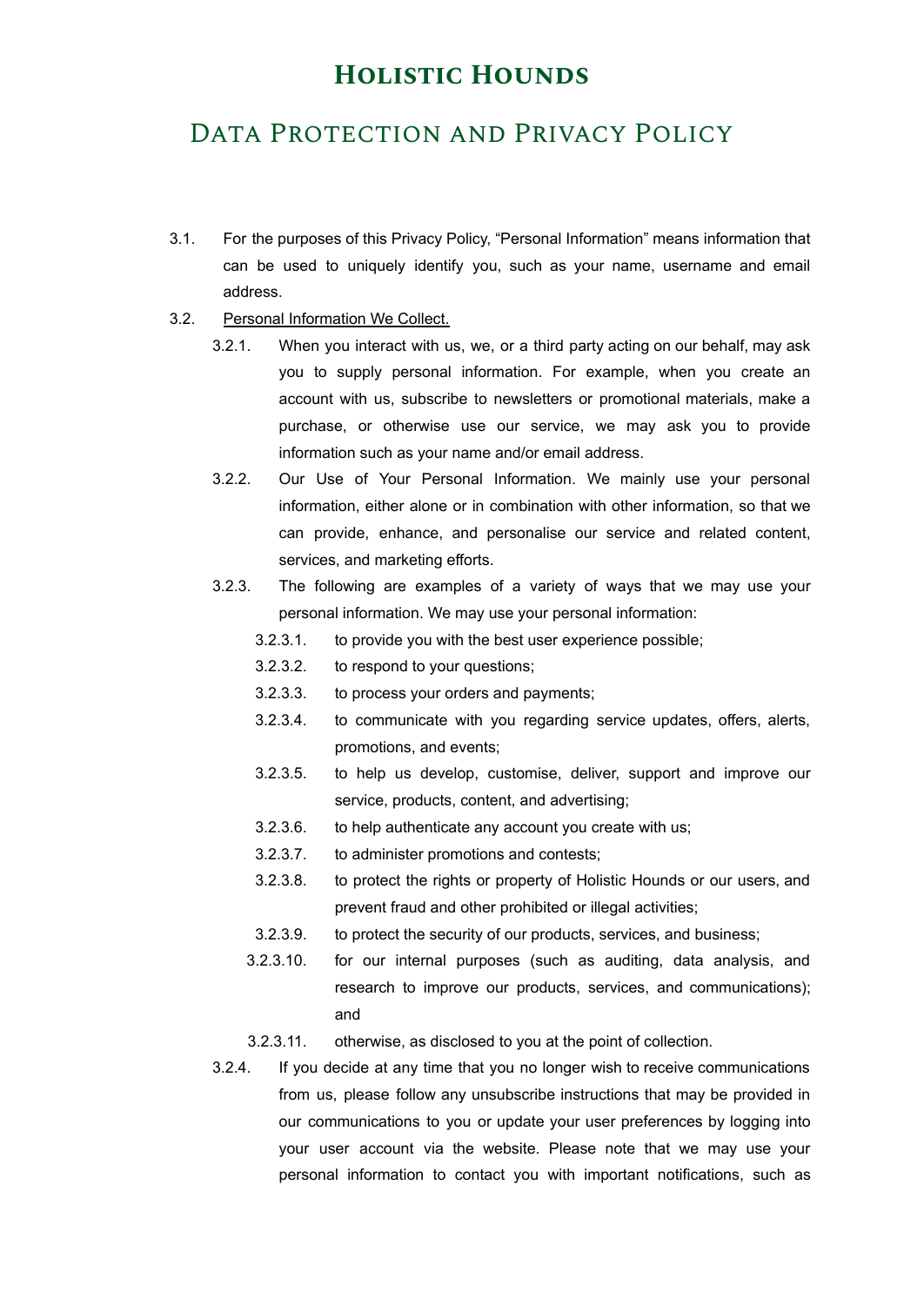# Holistic Hounds

## Data Protection and Privacy Policy

3.1. For the purposes of this Privacy Policy, “Personal Information” means information that can be used to uniquely identify you, such as your name, username and email address.

3.2. Personal Information We Collect.

3.2.1. When you interact with us, we, or a third party acting on our behalf, may ask you to supply personal information. For example, when you create an account with us, subscribe to newsletters or promotional materials, make a purchase, or otherwise use our service, we may ask you to provide information such as your name and/or email address.

3.2.2. Our Use of Your Personal Information. We mainly use your personal information, either alone or in combination with other information, so that we can provide, enhance, and personalise our service and related content, services, and marketing efforts.

3.2.3. The following are examples of a variety of ways that we may use your personal information. We may use your personal information:

3.2.3.1. to provide you with the best user experience possible;

3.2.3.2. to respond to your questions;

3.2.3.3. to process your orders and payments;

3.2.3.4. to communicate with you regarding service updates, offers, alerts, promotions, and events;

3.2.3.5. to help us develop, customise, deliver, support and improve our service, products, content, and advertising;

3.2.3.6. to help authenticate any account you create with us;

3.2.3.7. to administer promotions and contests;

3.2.3.8. to protect the rights or property of Holistic Hounds or our users, and prevent fraud and other prohibited or illegal activities;

3.2.3.9. to protect the security of our products, services, and business;

3.2.3.10. for our internal purposes (such as auditing, data analysis, and research to improve our products, services, and communications); and

3.2.3.11. otherwise, as disclosed to you at the point of collection.

3.2.4. If you decide at any time that you no longer wish to receive communications from us, please follow any unsubscribe instructions that may be provided in our communications to you or update your user preferences by logging into your user account via the website. Please note that we may use your personal information to contact you with important notifications, such as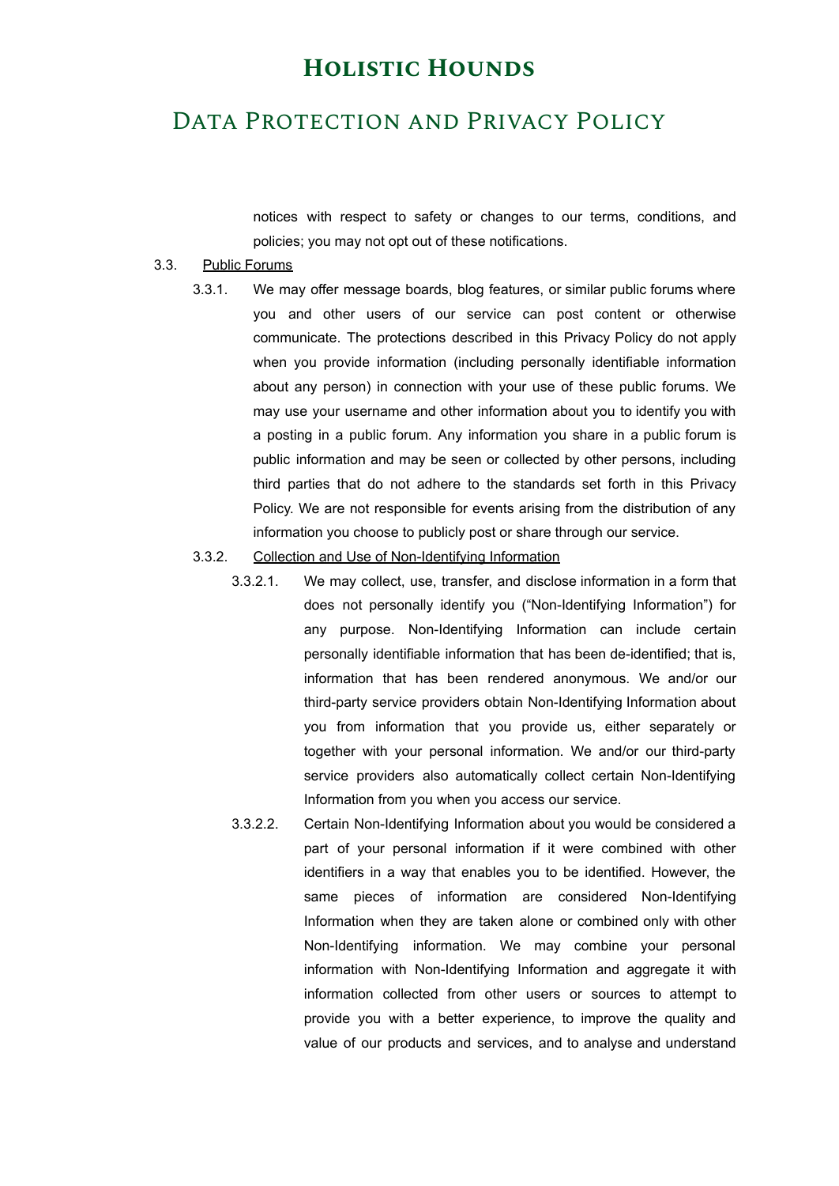notices with respect to safety or changes to our terms, conditions, and policies; you may not opt out of these notifications.

3.3. Public Forums

3.3.1. We may offer message boards, blog features, or similar public forums where you and other users of our service can post content or otherwise communicate. The protections described in this Privacy Policy do not apply when you provide information (including personally identifiable information about any person) in connection with your use of these public forums. We may use your username and other information about you to identify you with a posting in a public forum. Any information you share in a public forum is public information and may be seen or collected by other persons, including third parties that do not adhere to the standards set forth in this Privacy Policy. We are not responsible for events arising from the distribution of any information you choose to publicly post or share through our service.

3.3.2. Collection and Use of Non-Identifying Information

3.3.2.1. We may collect, use, transfer, and disclose information in a form that does not personally identify you ("Non-Identifying Information") for any purpose. Non-Identifying Information can include certain personally identifiable information that has been de-identified; that is, information that has been rendered anonymous. We and/or our third-party service providers obtain Non-Identifying Information about you from information that you provide us, either separately or together with your personal information. We and/or our third-party service providers also automatically collect certain Non-Identifying Information from you when you access our service.

3.3.2.2. Certain Non-Identifying Information about you would be considered a part of your personal information if it were combined with other identifiers in a way that enables you to be identified. However, the same pieces of information are considered Non-Identifying Information when they are taken alone or combined only with other Non-Identifying information. We may combine your personal information with Non-Identifying Information and aggregate it with information collected from other users or sources to attempt to provide you with a better experience, to improve the quality and value of our products and services, and to analyse and understand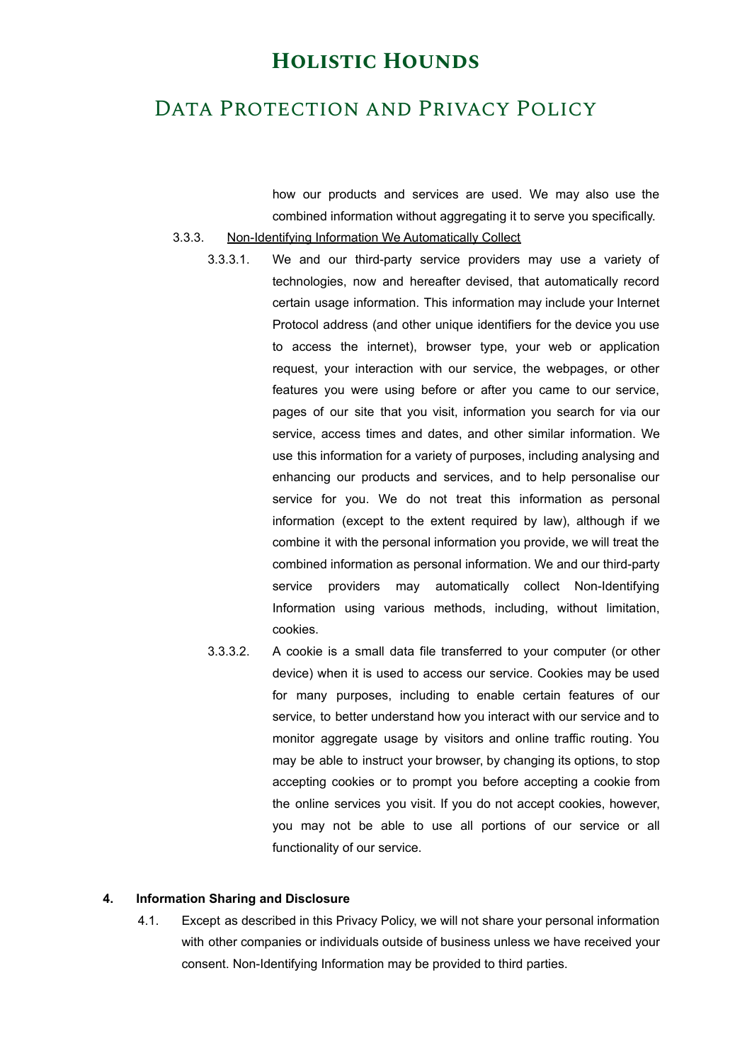how our products and services are used. We may also use the combined information without aggregating it to serve you specifically.

3.3.3. <u>Non-Identifying Information We Automatically Collect</u>

3.3.3.1. We and our third-party service providers may use a variety of technologies, now and hereafter devised, that automatically record certain usage information. This information may include your Internet Protocol address (and other unique identifiers for the device you use to access the internet), browser type, your web or application request, your interaction with our service, the webpages, or other features you were using before or after you came to our service, pages of our site that you visit, information you search for via our service, access times and dates, and other similar information. We use this information for a variety of purposes, including analysing and enhancing our products and services, and to help personalise our service for you. We do not treat this information as personal information (except to the extent required by law), although if we combine it with the personal information you provide, we will treat the combined information as personal information. We and our third-party service providers may automatically collect Non-Identifying Information using various methods, including, without limitation, cookies.

3.3.3.2. A cookie is a small data file transferred to your computer (or other device) when it is used to access our service. Cookies may be used for many purposes, including to enable certain features of our service, to better understand how you interact with our service and to monitor aggregate usage by visitors and online traffic routing. You may be able to instruct your browser, by changing its options, to stop accepting cookies or to prompt you before accepting a cookie from the online services you visit. If you do not accept cookies, however, you may not be able to use all portions of our service or all functionality of our service.

**4. Information Sharing and Disclosure**

4.1. Except as described in this Privacy Policy, we will not share your personal information with other companies or individuals outside of business unless we have received your consent. Non-Identifying Information may be provided to third parties.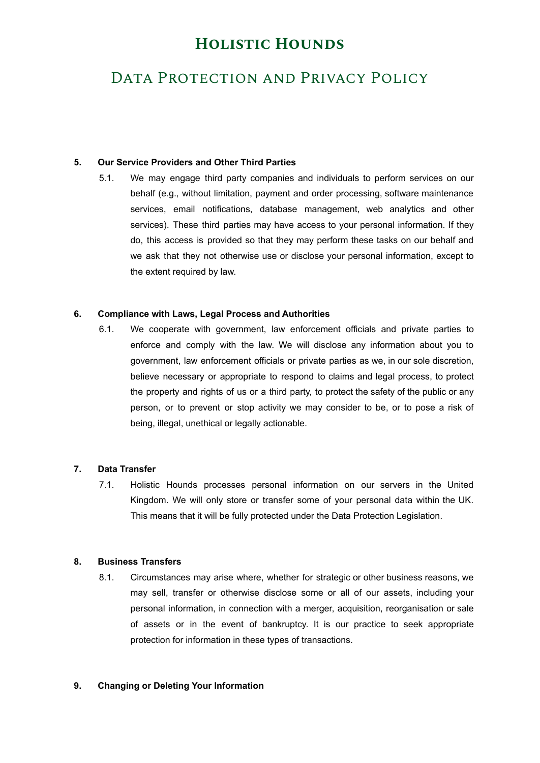# Holistic Hounds

## Data Protection and Privacy Policy

**5. Our Service Providers and Other Third Parties**

5.1. We may engage third party companies and individuals to perform services on our behalf (e.g., without limitation, payment and order processing, software maintenance services, email notifications, database management, web analytics and other services). These third parties may have access to your personal information. If they do, this access is provided so that they may perform these tasks on our behalf and we ask that they not otherwise use or disclose your personal information, except to the extent required by law.

**6. Compliance with Laws, Legal Process and Authorities**

6.1. We cooperate with government, law enforcement officials and private parties to enforce and comply with the law. We will disclose any information about you to government, law enforcement officials or private parties as we, in our sole discretion, believe necessary or appropriate to respond to claims and legal process, to protect the property and rights of us or a third party, to protect the safety of the public or any person, or to prevent or stop activity we may consider to be, or to pose a risk of being, illegal, unethical or legally actionable.

**7. Data Transfer**

7.1. Holistic Hounds processes personal information on our servers in the United Kingdom. We will only store or transfer some of your personal data within the UK. This means that it will be fully protected under the Data Protection Legislation.

**8. Business Transfers**

8.1. Circumstances may arise where, whether for strategic or other business reasons, we may sell, transfer or otherwise disclose some or all of our assets, including your personal information, in connection with a merger, acquisition, reorganisation or sale of assets or in the event of bankruptcy. It is our practice to seek appropriate protection for information in these types of transactions.

**9. Changing or Deleting Your Information**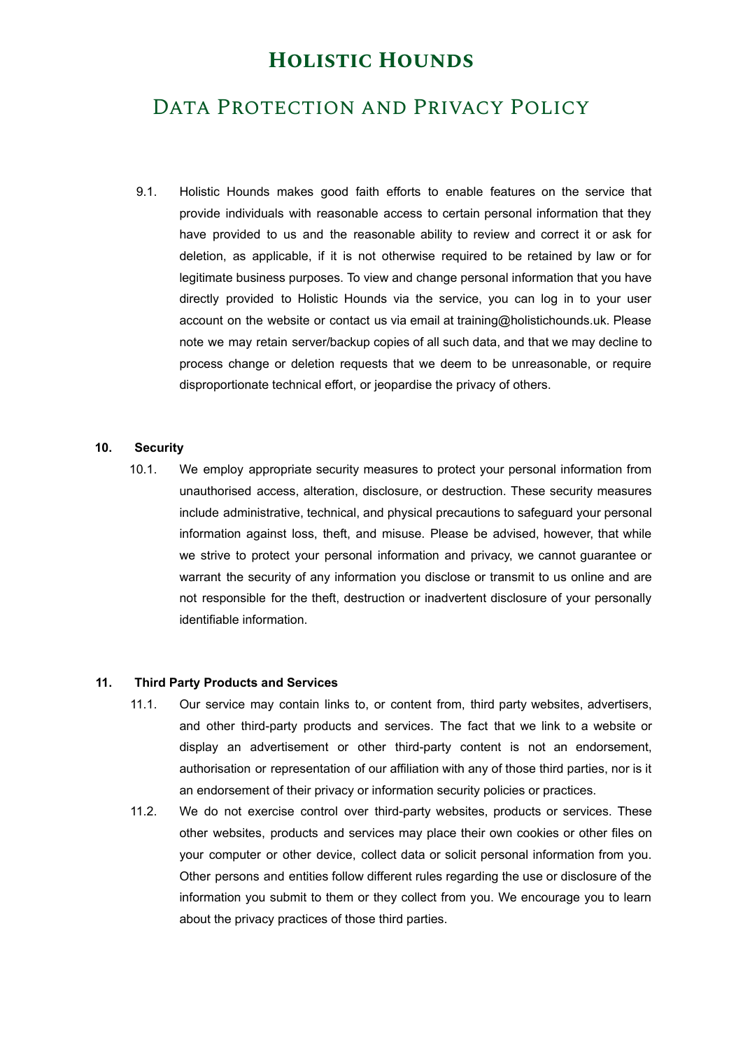# Holistic Hounds

## Data Protection and Privacy Policy

9.1. Holistic Hounds makes good faith efforts to enable features on the service that provide individuals with reasonable access to certain personal information that they have provided to us and the reasonable ability to review and correct it or ask for deletion, as applicable, if it is not otherwise required to be retained by law or for legitimate business purposes. To view and change personal information that you have directly provided to Holistic Hounds via the service, you can log in to your user account on the website or contact us via email at training@holistichounds.uk. Please note we may retain server/backup copies of all such data, and that we may decline to process change or deletion requests that we deem to be unreasonable, or require disproportionate technical effort, or jeopardise the privacy of others.

**10. Security**

10.1. We employ appropriate security measures to protect your personal information from unauthorised access, alteration, disclosure, or destruction. These security measures include administrative, technical, and physical precautions to safeguard your personal information against loss, theft, and misuse. Please be advised, however, that while we strive to protect your personal information and privacy, we cannot guarantee or warrant the security of any information you disclose or transmit to us online and are not responsible for the theft, destruction or inadvertent disclosure of your personally identifiable information.

**11. Third Party Products and Services**

11.1. Our service may contain links to, or content from, third party websites, advertisers, and other third-party products and services. The fact that we link to a website or display an advertisement or other third-party content is not an endorsement, authorisation or representation of our affiliation with any of those third parties, nor is it an endorsement of their privacy or information security policies or practices.

11.2. We do not exercise control over third-party websites, products or services. These other websites, products and services may place their own cookies or other files on your computer or other device, collect data or solicit personal information from you. Other persons and entities follow different rules regarding the use or disclosure of the information you submit to them or they collect from you. We encourage you to learn about the privacy practices of those third parties.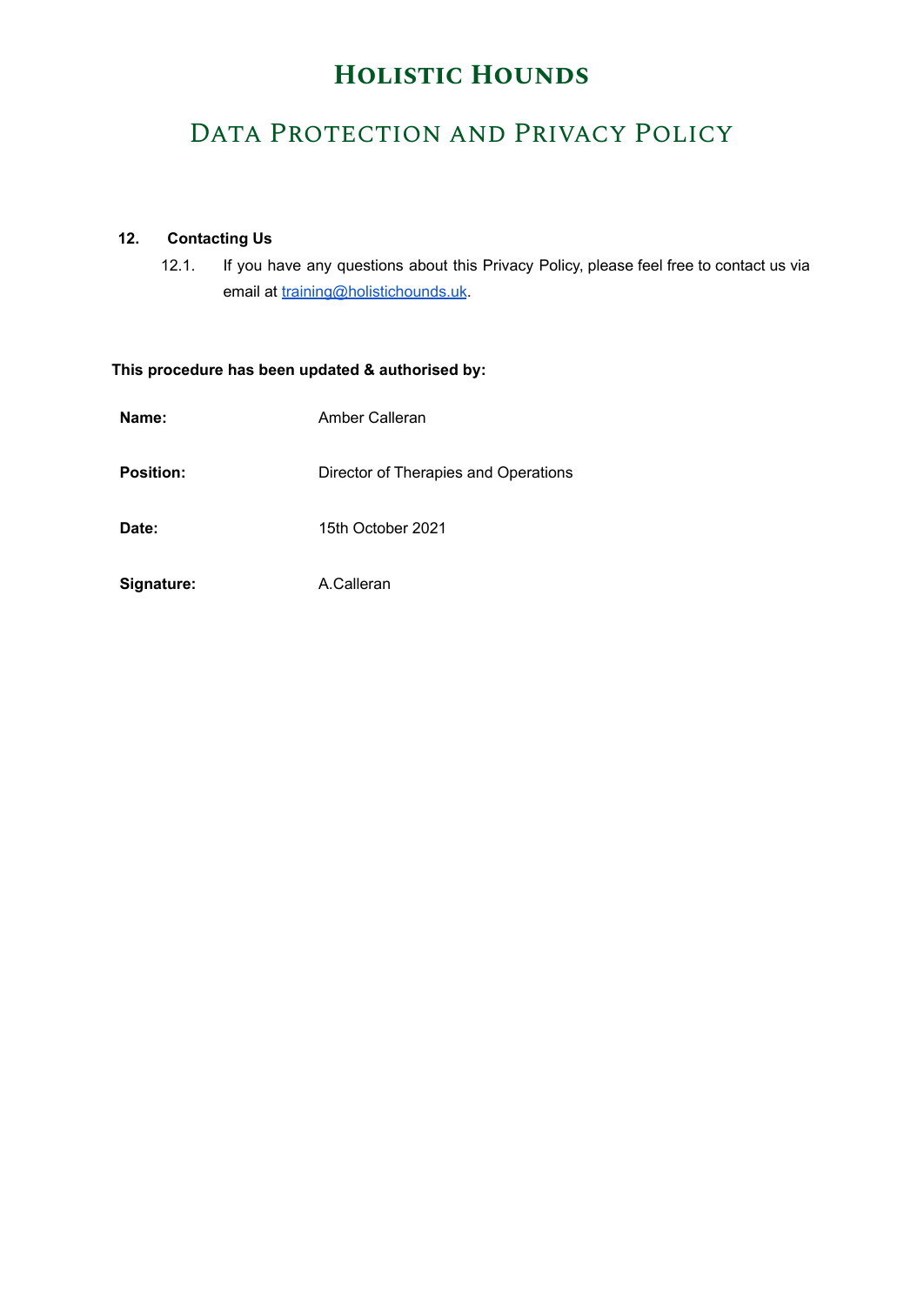# Holistic Hounds

## Data Protection and Privacy Policy

**12. Contacting Us**

12.1. If you have any questions about this Privacy Policy, please feel free to contact us via email at training@holistichounds.uk.

**This procedure has been updated & authorised by:**

| | |
|---|---|
| **Name:** | Amber Calleran |
| **Position:** | Director of Therapies and Operations |
| **Date:** | 15th October 2021 |
| **Signature:** | A.Calleran |